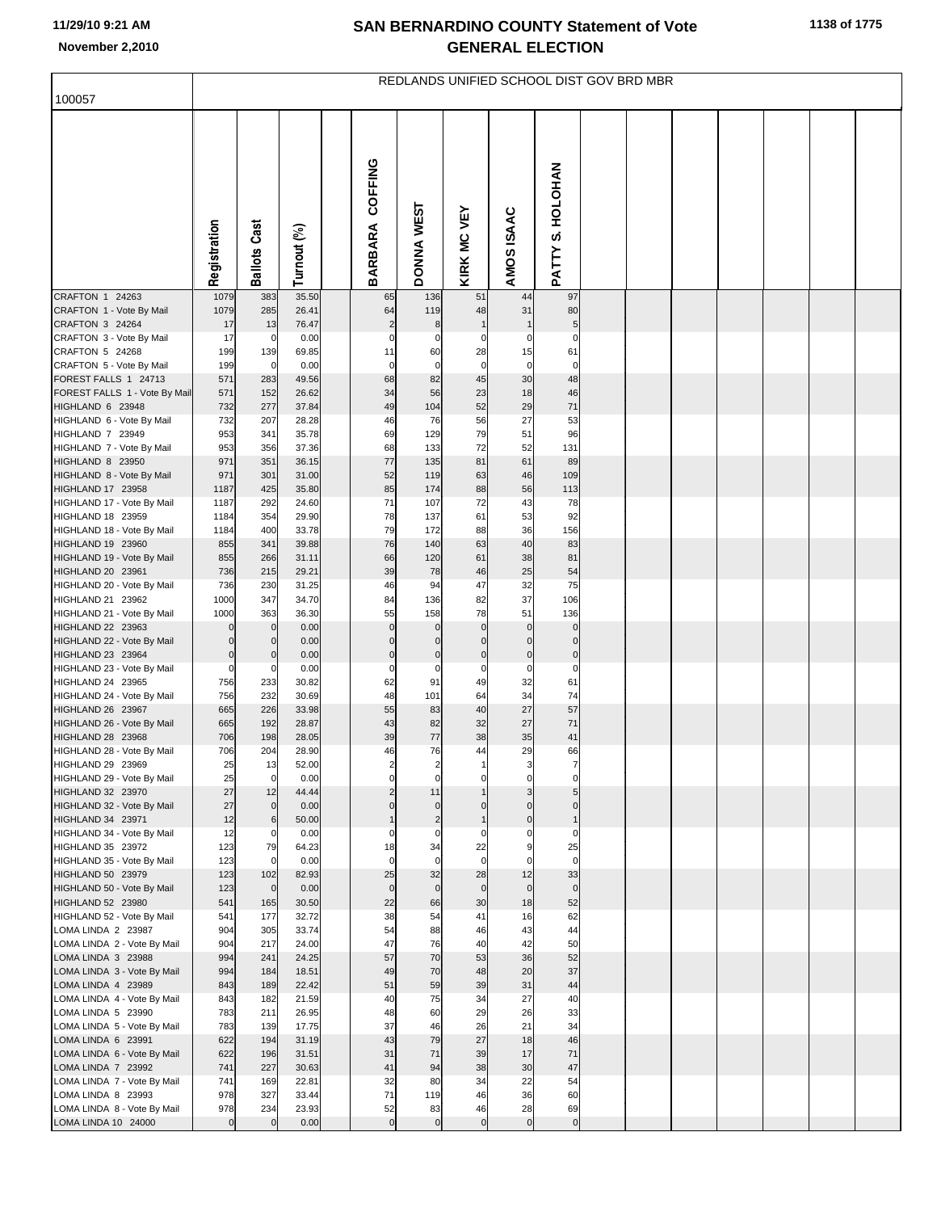# SAN BERNARDINO COUNTY Statement of Vote
## GENERAL ELECTION

11/29/10 9:21 AM
November 2,2010

REDLANDS UNIFIED SCHOOL DIST GOV BRD MBR

100057

| | Registration | Ballots Cast | Turnout (%) | | BARBARA COFFING | DONNA WEST | KIRK MC VEY | AMOS ISAAC | PATTY S. HOLOHAN |
|---|---|---|---|---|---|---|---|---|---|
| CRAFTON 1 24263 | 1079 | 383 | 35.50 | | 65 | 136 | 51 | 44 | 97 |
| CRAFTON 1 - Vote By Mail | 1079 | 285 | 26.41 | | 64 | 119 | 48 | 31 | 80 |
| CRAFTON 3 24264 | 17 | 13 | 76.47 | | 2 | 8 | 1 | 1 | 5 |
| CRAFTON 3 - Vote By Mail | 17 | 0 | 0.00 | | 0 | 0 | 0 | 0 | 0 |
| CRAFTON 5 24268 | 199 | 139 | 69.85 | | 11 | 60 | 28 | 15 | 61 |
| CRAFTON 5 - Vote By Mail | 199 | 0 | 0.00 | | 0 | 0 | 0 | 0 | 0 |
| FOREST FALLS 1 24713 | 571 | 283 | 49.56 | | 68 | 82 | 45 | 30 | 48 |
| FOREST FALLS 1 - Vote By Mail | 571 | 152 | 26.62 | | 34 | 56 | 23 | 18 | 46 |
| HIGHLAND 6 23948 | 732 | 277 | 37.84 | | 49 | 104 | 52 | 29 | 71 |
| HIGHLAND 6 - Vote By Mail | 732 | 207 | 28.28 | | 46 | 76 | 56 | 27 | 53 |
| HIGHLAND 7 23949 | 953 | 341 | 35.78 | | 69 | 129 | 79 | 51 | 96 |
| HIGHLAND 7 - Vote By Mail | 953 | 356 | 37.36 | | 68 | 133 | 72 | 52 | 131 |
| HIGHLAND 8 23950 | 971 | 351 | 36.15 | | 77 | 135 | 81 | 61 | 89 |
| HIGHLAND 8 - Vote By Mail | 971 | 301 | 31.00 | | 52 | 119 | 63 | 46 | 109 |
| HIGHLAND 17 23958 | 1187 | 425 | 35.80 | | 85 | 174 | 88 | 56 | 113 |
| HIGHLAND 17 - Vote By Mail | 1187 | 292 | 24.60 | | 71 | 107 | 72 | 43 | 78 |
| HIGHLAND 18 23959 | 1184 | 354 | 29.90 | | 78 | 137 | 61 | 53 | 92 |
| HIGHLAND 18 - Vote By Mail | 1184 | 400 | 33.78 | | 79 | 172 | 88 | 36 | 156 |
| HIGHLAND 19 23960 | 855 | 341 | 39.88 | | 76 | 140 | 63 | 40 | 83 |
| HIGHLAND 19 - Vote By Mail | 855 | 266 | 31.11 | | 66 | 120 | 61 | 38 | 81 |
| HIGHLAND 20 23961 | 736 | 215 | 29.21 | | 39 | 78 | 46 | 25 | 54 |
| HIGHLAND 20 - Vote By Mail | 736 | 230 | 31.25 | | 46 | 94 | 47 | 32 | 75 |
| HIGHLAND 21 23962 | 1000 | 347 | 34.70 | | 84 | 136 | 82 | 37 | 106 |
| HIGHLAND 21 - Vote By Mail | 1000 | 363 | 36.30 | | 55 | 158 | 78 | 51 | 136 |
| HIGHLAND 22 23963 | 0 | 0 | 0.00 | | 0 | 0 | 0 | 0 | 0 |
| HIGHLAND 22 - Vote By Mail | 0 | 0 | 0.00 | | 0 | 0 | 0 | 0 | 0 |
| HIGHLAND 23 23964 | 0 | 0 | 0.00 | | 0 | 0 | 0 | 0 | 0 |
| HIGHLAND 23 - Vote By Mail | 0 | 0 | 0.00 | | 0 | 0 | 0 | 0 | 0 |
| HIGHLAND 24 23965 | 756 | 233 | 30.82 | | 62 | 91 | 49 | 32 | 61 |
| HIGHLAND 24 - Vote By Mail | 756 | 232 | 30.69 | | 48 | 101 | 64 | 34 | 74 |
| HIGHLAND 26 23967 | 665 | 226 | 33.98 | | 55 | 83 | 40 | 27 | 57 |
| HIGHLAND 26 - Vote By Mail | 665 | 192 | 28.87 | | 43 | 82 | 32 | 27 | 71 |
| HIGHLAND 28 23968 | 706 | 198 | 28.05 | | 39 | 77 | 38 | 35 | 41 |
| HIGHLAND 28 - Vote By Mail | 706 | 204 | 28.90 | | 46 | 76 | 44 | 29 | 66 |
| HIGHLAND 29 23969 | 25 | 13 | 52.00 | | 2 | 2 | 1 | 3 | 7 |
| HIGHLAND 29 - Vote By Mail | 25 | 0 | 0.00 | | 0 | 0 | 0 | 0 | 0 |
| HIGHLAND 32 23970 | 27 | 12 | 44.44 | | 2 | 11 | 1 | 3 | 5 |
| HIGHLAND 32 - Vote By Mail | 27 | 0 | 0.00 | | 0 | 0 | 0 | 0 | 0 |
| HIGHLAND 34 23971 | 12 | 6 | 50.00 | | 1 | 2 | 1 | 0 | 1 |
| HIGHLAND 34 - Vote By Mail | 12 | 0 | 0.00 | | 0 | 0 | 0 | 0 | 0 |
| HIGHLAND 35 23972 | 123 | 79 | 64.23 | | 18 | 34 | 22 | 9 | 25 |
| HIGHLAND 35 - Vote By Mail | 123 | 0 | 0.00 | | 0 | 0 | 0 | 0 | 0 |
| HIGHLAND 50 23979 | 123 | 102 | 82.93 | | 25 | 32 | 28 | 12 | 33 |
| HIGHLAND 50 - Vote By Mail | 123 | 0 | 0.00 | | 0 | 0 | 0 | 0 | 0 |
| HIGHLAND 52 23980 | 541 | 165 | 30.50 | | 22 | 66 | 30 | 18 | 52 |
| HIGHLAND 52 - Vote By Mail | 541 | 177 | 32.72 | | 38 | 54 | 41 | 16 | 62 |
| LOMA LINDA 2 23987 | 904 | 305 | 33.74 | | 54 | 88 | 46 | 43 | 44 |
| LOMA LINDA 2 - Vote By Mail | 904 | 217 | 24.00 | | 47 | 76 | 40 | 42 | 50 |
| LOMA LINDA 3 23988 | 994 | 241 | 24.25 | | 57 | 70 | 53 | 36 | 52 |
| LOMA LINDA 3 - Vote By Mail | 994 | 184 | 18.51 | | 49 | 70 | 48 | 20 | 37 |
| LOMA LINDA 4 23989 | 843 | 189 | 22.42 | | 51 | 59 | 39 | 31 | 44 |
| LOMA LINDA 4 - Vote By Mail | 843 | 182 | 21.59 | | 40 | 75 | 34 | 27 | 40 |
| LOMA LINDA 5 23990 | 783 | 211 | 26.95 | | 48 | 60 | 29 | 26 | 33 |
| LOMA LINDA 5 - Vote By Mail | 783 | 139 | 17.75 | | 37 | 46 | 26 | 21 | 34 |
| LOMA LINDA 6 23991 | 622 | 194 | 31.19 | | 43 | 79 | 27 | 18 | 46 |
| LOMA LINDA 6 - Vote By Mail | 622 | 196 | 31.51 | | 31 | 71 | 39 | 17 | 71 |
| LOMA LINDA 7 23992 | 741 | 227 | 30.63 | | 41 | 94 | 38 | 30 | 47 |
| LOMA LINDA 7 - Vote By Mail | 741 | 169 | 22.81 | | 32 | 80 | 34 | 22 | 54 |
| LOMA LINDA 8 23993 | 978 | 327 | 33.44 | | 71 | 119 | 46 | 36 | 60 |
| LOMA LINDA 8 - Vote By Mail | 978 | 234 | 23.93 | | 52 | 83 | 46 | 28 | 69 |
| LOMA LINDA 10 24000 | 0 | 0 | 0.00 | | 0 | 0 | 0 | 0 | 0 |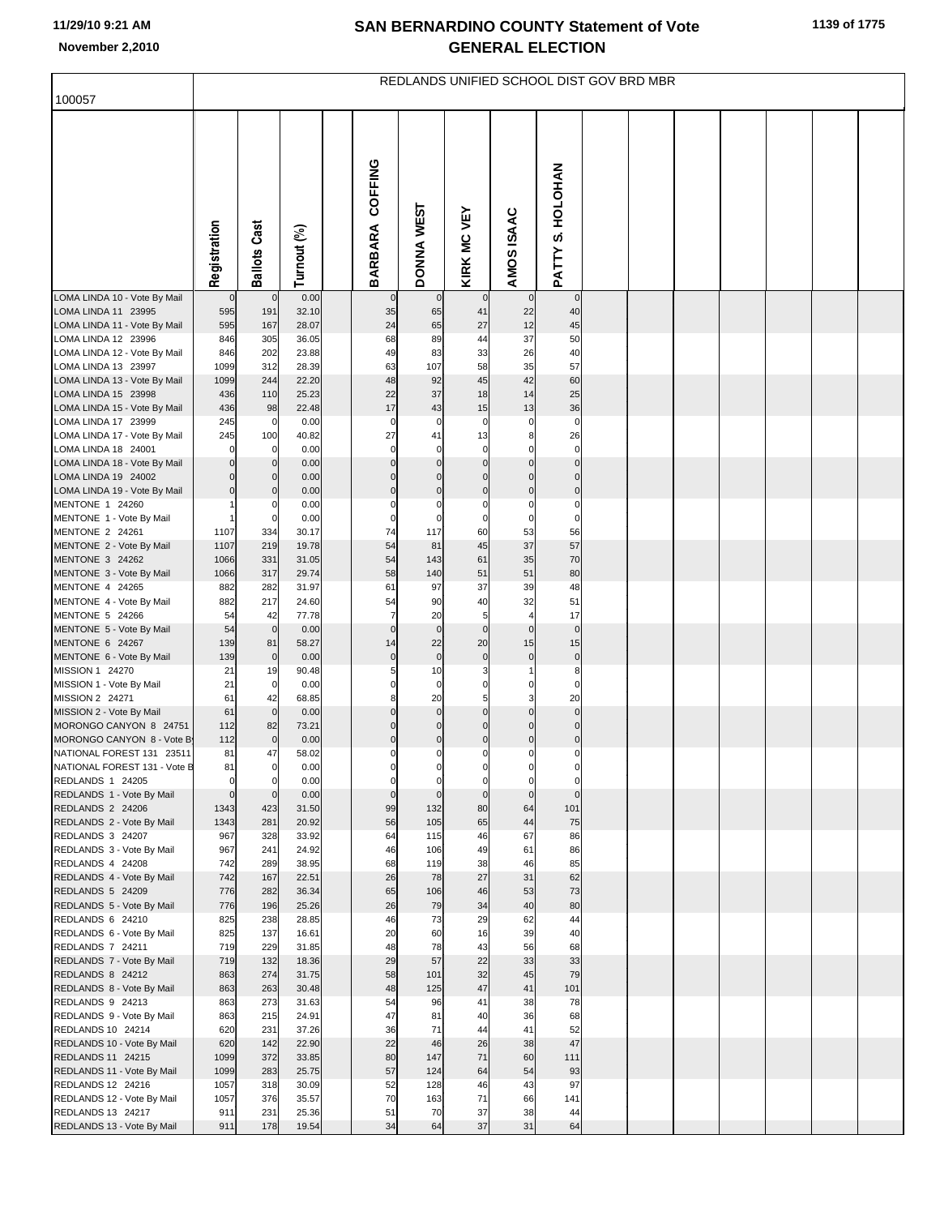# SAN BERNARDINO COUNTY Statement of Vote
# GENERAL ELECTION

November 2,2010

## REDLANDS UNIFIED SCHOOL DIST GOV BRD MBR

100057

| | Registration | Ballots Cast | Turnout (%) | | BARBARA COFFING | DONNA WEST | KIRK MC VEY | AMOS ISAAC | PATTY S. HOLOHAN |
|---|---|---|---|---|---|---|---|---|---|
| LOMA LINDA 10 - Vote By Mail | 0 | 0 | 0.00 | | 0 | 0 | 0 | 0 | 0 |
| LOMA LINDA 11 23995 | 595 | 191 | 32.10 | | 35 | 65 | 41 | 22 | 40 |
| LOMA LINDA 11 - Vote By Mail | 595 | 167 | 28.07 | | 24 | 65 | 27 | 12 | 45 |
| LOMA LINDA 12 23996 | 846 | 305 | 36.05 | | 68 | 89 | 44 | 37 | 50 |
| LOMA LINDA 12 - Vote By Mail | 846 | 202 | 23.88 | | 49 | 83 | 33 | 26 | 40 |
| LOMA LINDA 13 23997 | 1099 | 312 | 28.39 | | 63 | 107 | 58 | 35 | 57 |
| LOMA LINDA 13 - Vote By Mail | 1099 | 244 | 22.20 | | 48 | 92 | 45 | 42 | 60 |
| LOMA LINDA 15 23998 | 436 | 110 | 25.23 | | 22 | 37 | 18 | 14 | 25 |
| LOMA LINDA 15 - Vote By Mail | 436 | 98 | 22.48 | | 17 | 43 | 15 | 13 | 36 |
| LOMA LINDA 17 23999 | 245 | 0 | 0.00 | | 0 | 0 | 0 | 0 | 0 |
| LOMA LINDA 17 - Vote By Mail | 245 | 100 | 40.82 | | 27 | 41 | 13 | 8 | 26 |
| LOMA LINDA 18 24001 | 0 | 0 | 0.00 | | 0 | 0 | 0 | 0 | 0 |
| LOMA LINDA 18 - Vote By Mail | 0 | 0 | 0.00 | | 0 | 0 | 0 | 0 | 0 |
| LOMA LINDA 19 24002 | 0 | 0 | 0.00 | | 0 | 0 | 0 | 0 | 0 |
| LOMA LINDA 19 - Vote By Mail | 0 | 0 | 0.00 | | 0 | 0 | 0 | 0 | 0 |
| MENTONE 1 24260 | 1 | 0 | 0.00 | | 0 | 0 | 0 | 0 | 0 |
| MENTONE 1 - Vote By Mail | 1 | 0 | 0.00 | | 0 | 0 | 0 | 0 | 0 |
| MENTONE 2 24261 | 1107 | 334 | 30.17 | | 74 | 117 | 60 | 53 | 56 |
| MENTONE 2 - Vote By Mail | 1107 | 219 | 19.78 | | 54 | 81 | 45 | 37 | 57 |
| MENTONE 3 24262 | 1066 | 331 | 31.05 | | 54 | 143 | 61 | 35 | 70 |
| MENTONE 3 - Vote By Mail | 1066 | 317 | 29.74 | | 58 | 140 | 51 | 51 | 80 |
| MENTONE 4 24265 | 882 | 282 | 31.97 | | 61 | 97 | 37 | 39 | 48 |
| MENTONE 4 - Vote By Mail | 882 | 217 | 24.60 | | 54 | 90 | 40 | 32 | 51 |
| MENTONE 5 24266 | 54 | 42 | 77.78 | | 7 | 20 | 5 | 4 | 17 |
| MENTONE 5 - Vote By Mail | 54 | 0 | 0.00 | | 0 | 0 | 0 | 0 | 0 |
| MENTONE 6 24267 | 139 | 81 | 58.27 | | 14 | 22 | 20 | 15 | 15 |
| MENTONE 6 - Vote By Mail | 139 | 0 | 0.00 | | 0 | 0 | 0 | 0 | 0 |
| MISSION 1 24270 | 21 | 19 | 90.48 | | 5 | 10 | 3 | 1 | 8 |
| MISSION 1 - Vote By Mail | 21 | 0 | 0.00 | | 0 | 0 | 0 | 0 | 0 |
| MISSION 2 24271 | 61 | 42 | 68.85 | | 8 | 20 | 5 | 3 | 20 |
| MISSION 2 - Vote By Mail | 61 | 0 | 0.00 | | 0 | 0 | 0 | 0 | 0 |
| MORONGO CANYON 8 24751 | 112 | 82 | 73.21 | | 0 | 0 | 0 | 0 | 0 |
| MORONGO CANYON 8 - Vote By | 112 | 0 | 0.00 | | 0 | 0 | 0 | 0 | 0 |
| NATIONAL FOREST 131 23511 | 81 | 47 | 58.02 | | 0 | 0 | 0 | 0 | 0 |
| NATIONAL FOREST 131 - Vote B | 81 | 0 | 0.00 | | 0 | 0 | 0 | 0 | 0 |
| REDLANDS 1 24205 | 0 | 0 | 0.00 | | 0 | 0 | 0 | 0 | 0 |
| REDLANDS 1 - Vote By Mail | 0 | 0 | 0.00 | | 0 | 0 | 0 | 0 | 0 |
| REDLANDS 2 24206 | 1343 | 423 | 31.50 | | 99 | 132 | 80 | 64 | 101 |
| REDLANDS 2 - Vote By Mail | 1343 | 281 | 20.92 | | 56 | 105 | 65 | 44 | 75 |
| REDLANDS 3 24207 | 967 | 328 | 33.92 | | 64 | 115 | 46 | 67 | 86 |
| REDLANDS 3 - Vote By Mail | 967 | 241 | 24.92 | | 46 | 106 | 49 | 61 | 86 |
| REDLANDS 4 24208 | 742 | 289 | 38.95 | | 68 | 119 | 38 | 46 | 85 |
| REDLANDS 4 - Vote By Mail | 742 | 167 | 22.51 | | 26 | 78 | 27 | 31 | 62 |
| REDLANDS 5 24209 | 776 | 282 | 36.34 | | 65 | 106 | 46 | 53 | 73 |
| REDLANDS 5 - Vote By Mail | 776 | 196 | 25.26 | | 26 | 79 | 34 | 40 | 80 |
| REDLANDS 6 24210 | 825 | 238 | 28.85 | | 46 | 73 | 29 | 62 | 44 |
| REDLANDS 6 - Vote By Mail | 825 | 137 | 16.61 | | 20 | 60 | 16 | 39 | 40 |
| REDLANDS 7 24211 | 719 | 229 | 31.85 | | 48 | 78 | 43 | 56 | 68 |
| REDLANDS 7 - Vote By Mail | 719 | 132 | 18.36 | | 29 | 57 | 22 | 33 | 33 |
| REDLANDS 8 24212 | 863 | 274 | 31.75 | | 58 | 101 | 32 | 45 | 79 |
| REDLANDS 8 - Vote By Mail | 863 | 263 | 30.48 | | 48 | 125 | 47 | 41 | 101 |
| REDLANDS 9 24213 | 863 | 273 | 31.63 | | 54 | 96 | 41 | 38 | 78 |
| REDLANDS 9 - Vote By Mail | 863 | 215 | 24.91 | | 47 | 81 | 40 | 36 | 68 |
| REDLANDS 10 24214 | 620 | 231 | 37.26 | | 36 | 71 | 44 | 41 | 52 |
| REDLANDS 10 - Vote By Mail | 620 | 142 | 22.90 | | 22 | 46 | 26 | 38 | 47 |
| REDLANDS 11 24215 | 1099 | 372 | 33.85 | | 80 | 147 | 71 | 60 | 111 |
| REDLANDS 11 - Vote By Mail | 1099 | 283 | 25.75 | | 57 | 124 | 64 | 54 | 93 |
| REDLANDS 12 24216 | 1057 | 318 | 30.09 | | 52 | 128 | 46 | 43 | 97 |
| REDLANDS 12 - Vote By Mail | 1057 | 376 | 35.57 | | 70 | 163 | 71 | 66 | 141 |
| REDLANDS 13 24217 | 911 | 231 | 25.36 | | 51 | 70 | 37 | 38 | 44 |
| REDLANDS 13 - Vote By Mail | 911 | 178 | 19.54 | | 34 | 64 | 37 | 31 | 64 |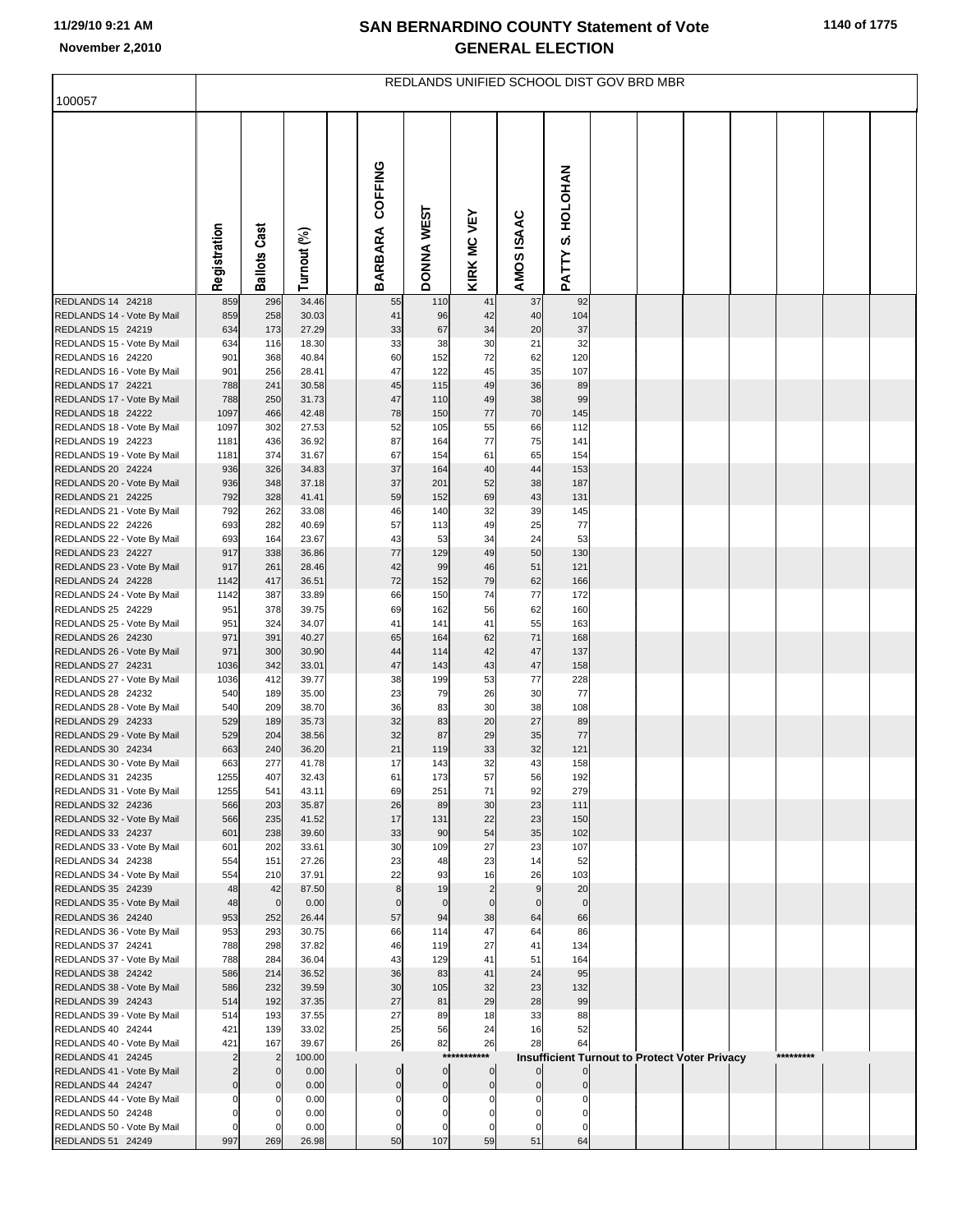# SAN BERNARDINO COUNTY Statement of Vote
# GENERAL ELECTION

11/29/10 9:21 AM
November 2,2010

## REDLANDS UNIFIED SCHOOL DIST GOV BRD MBR

100057

| | Registration | Ballots Cast | Turnout (%) | | BARBARA COFFING | DONNA WEST | KIRK MC VEY | AMOS ISAAC | PATTY S. HOLOHAN | | | | | | | |
|---|---|---|---|---|---|---|---|---|---|---|---|---|---|---|---|---|
| REDLANDS 14 24218 | 859 | 296 | 34.46 | | 55 | 110 | 41 | 37 | 92 | | | | | | | |
| REDLANDS 14 - Vote By Mail | 859 | 258 | 30.03 | | 41 | 96 | 42 | 40 | 104 | | | | | | | |
| REDLANDS 15 24219 | 634 | 173 | 27.29 | | 33 | 67 | 34 | 20 | 37 | | | | | | | |
| REDLANDS 15 - Vote By Mail | 634 | 116 | 18.30 | | 33 | 38 | 30 | 21 | 32 | | | | | | | |
| REDLANDS 16 24220 | 901 | 368 | 40.84 | | 60 | 152 | 72 | 62 | 120 | | | | | | | |
| REDLANDS 16 - Vote By Mail | 901 | 256 | 28.41 | | 47 | 122 | 45 | 35 | 107 | | | | | | | |
| REDLANDS 17 24221 | 788 | 241 | 30.58 | | 45 | 115 | 49 | 36 | 89 | | | | | | | |
| REDLANDS 17 - Vote By Mail | 788 | 250 | 31.73 | | 47 | 110 | 49 | 38 | 99 | | | | | | | |
| REDLANDS 18 24222 | 1097 | 466 | 42.48 | | 78 | 150 | 77 | 70 | 145 | | | | | | | |
| REDLANDS 18 - Vote By Mail | 1097 | 302 | 27.53 | | 52 | 105 | 55 | 66 | 112 | | | | | | | |
| REDLANDS 19 24223 | 1181 | 436 | 36.92 | | 87 | 164 | 77 | 75 | 141 | | | | | | | |
| REDLANDS 19 - Vote By Mail | 1181 | 374 | 31.67 | | 67 | 154 | 61 | 65 | 154 | | | | | | | |
| REDLANDS 20 24224 | 936 | 326 | 34.83 | | 37 | 164 | 40 | 44 | 153 | | | | | | | |
| REDLANDS 20 - Vote By Mail | 936 | 348 | 37.18 | | 37 | 201 | 52 | 38 | 187 | | | | | | | |
| REDLANDS 21 24225 | 792 | 328 | 41.41 | | 59 | 152 | 69 | 43 | 131 | | | | | | | |
| REDLANDS 21 - Vote By Mail | 792 | 262 | 33.08 | | 46 | 140 | 32 | 39 | 145 | | | | | | | |
| REDLANDS 22 24226 | 693 | 282 | 40.69 | | 57 | 113 | 49 | 25 | 77 | | | | | | | |
| REDLANDS 22 - Vote By Mail | 693 | 164 | 23.67 | | 43 | 53 | 34 | 24 | 53 | | | | | | | |
| REDLANDS 23 24227 | 917 | 338 | 36.86 | | 77 | 129 | 49 | 50 | 130 | | | | | | | |
| REDLANDS 23 - Vote By Mail | 917 | 261 | 28.46 | | 42 | 99 | 46 | 51 | 121 | | | | | | | |
| REDLANDS 24 24228 | 1142 | 417 | 36.51 | | 72 | 152 | 79 | 62 | 166 | | | | | | | |
| REDLANDS 24 - Vote By Mail | 1142 | 387 | 33.89 | | 66 | 150 | 74 | 77 | 172 | | | | | | | |
| REDLANDS 25 24229 | 951 | 378 | 39.75 | | 69 | 162 | 56 | 62 | 160 | | | | | | | |
| REDLANDS 25 - Vote By Mail | 951 | 324 | 34.07 | | 41 | 141 | 41 | 55 | 163 | | | | | | | |
| REDLANDS 26 24230 | 971 | 391 | 40.27 | | 65 | 164 | 62 | 71 | 168 | | | | | | | |
| REDLANDS 26 - Vote By Mail | 971 | 300 | 30.90 | | 44 | 114 | 42 | 47 | 137 | | | | | | | |
| REDLANDS 27 24231 | 1036 | 342 | 33.01 | | 47 | 143 | 43 | 47 | 158 | | | | | | | |
| REDLANDS 27 - Vote By Mail | 1036 | 412 | 39.77 | | 38 | 199 | 53 | 77 | 228 | | | | | | | |
| REDLANDS 28 24232 | 540 | 189 | 35.00 | | 23 | 79 | 26 | 30 | 77 | | | | | | | |
| REDLANDS 28 - Vote By Mail | 540 | 209 | 38.70 | | 36 | 83 | 30 | 38 | 108 | | | | | | | |
| REDLANDS 29 24233 | 529 | 189 | 35.73 | | 32 | 83 | 20 | 27 | 89 | | | | | | | |
| REDLANDS 29 - Vote By Mail | 529 | 204 | 38.56 | | 32 | 87 | 29 | 35 | 77 | | | | | | | |
| REDLANDS 30 24234 | 663 | 240 | 36.20 | | 21 | 119 | 33 | 32 | 121 | | | | | | | |
| REDLANDS 30 - Vote By Mail | 663 | 277 | 41.78 | | 17 | 143 | 32 | 43 | 158 | | | | | | | |
| REDLANDS 31 24235 | 1255 | 407 | 32.43 | | 61 | 173 | 57 | 56 | 192 | | | | | | | |
| REDLANDS 31 - Vote By Mail | 1255 | 541 | 43.11 | | 69 | 251 | 71 | 92 | 279 | | | | | | | |
| REDLANDS 32 24236 | 566 | 203 | 35.87 | | 26 | 89 | 30 | 23 | 111 | | | | | | | |
| REDLANDS 32 - Vote By Mail | 566 | 235 | 41.52 | | 17 | 131 | 22 | 23 | 150 | | | | | | | |
| REDLANDS 33 24237 | 601 | 238 | 39.60 | | 33 | 90 | 54 | 35 | 102 | | | | | | | |
| REDLANDS 33 - Vote By Mail | 601 | 202 | 33.61 | | 30 | 109 | 27 | 23 | 107 | | | | | | | |
| REDLANDS 34 24238 | 554 | 151 | 27.26 | | 23 | 48 | 23 | 14 | 52 | | | | | | | |
| REDLANDS 34 - Vote By Mail | 554 | 210 | 37.91 | | 22 | 93 | 16 | 26 | 103 | | | | | | | |
| REDLANDS 35 24239 | 48 | 42 | 87.50 | | 8 | 19 | 2 | 9 | 20 | | | | | | | |
| REDLANDS 35 - Vote By Mail | 48 | 0 | 0.00 | | 0 | 0 | 0 | 0 | 0 | | | | | | | |
| REDLANDS 36 24240 | 953 | 252 | 26.44 | | 57 | 94 | 38 | 64 | 66 | | | | | | | |
| REDLANDS 36 - Vote By Mail | 953 | 293 | 30.75 | | 66 | 114 | 47 | 64 | 86 | | | | | | | |
| REDLANDS 37 24241 | 788 | 298 | 37.82 | | 46 | 119 | 27 | 41 | 134 | | | | | | | |
| REDLANDS 37 - Vote By Mail | 788 | 284 | 36.04 | | 43 | 129 | 41 | 51 | 164 | | | | | | | |
| REDLANDS 38 24242 | 586 | 214 | 36.52 | | 36 | 83 | 41 | 24 | 95 | | | | | | | |
| REDLANDS 38 - Vote By Mail | 586 | 232 | 39.59 | | 30 | 105 | 32 | 23 | 132 | | | | | | | |
| REDLANDS 39 24243 | 514 | 192 | 37.35 | | 27 | 81 | 29 | 28 | 99 | | | | | | | |
| REDLANDS 39 - Vote By Mail | 514 | 193 | 37.55 | | 27 | 89 | 18 | 33 | 88 | | | | | | | |
| REDLANDS 40 24244 | 421 | 139 | 33.02 | | 25 | 56 | 24 | 16 | 52 | | | | | | | |
| REDLANDS 40 - Vote By Mail | 421 | 167 | 39.67 | | 26 | 82 | 26 | 28 | 64 | | | | | | | |
| REDLANDS 41 24245 | 2 | 2 | 100.00 | | | *********** | | Insufficient Turnout to Protect Voter Privacy | | | | | | ********* | | |
| REDLANDS 41 - Vote By Mail | 2 | 0 | 0.00 | | 0 | 0 | 0 | 0 | 0 | | | | | | | |
| REDLANDS 44 24247 | 0 | 0 | 0.00 | | 0 | 0 | 0 | 0 | 0 | | | | | | | |
| REDLANDS 44 - Vote By Mail | 0 | 0 | 0.00 | | 0 | 0 | 0 | 0 | 0 | | | | | | | |
| REDLANDS 50 24248 | 0 | 0 | 0.00 | | 0 | 0 | 0 | 0 | 0 | | | | | | | |
| REDLANDS 50 - Vote By Mail | 0 | 0 | 0.00 | | 0 | 0 | 0 | 0 | 0 | | | | | | | |
| REDLANDS 51 24249 | 997 | 269 | 26.98 | | 50 | 107 | 59 | 51 | 64 | | | | | | | |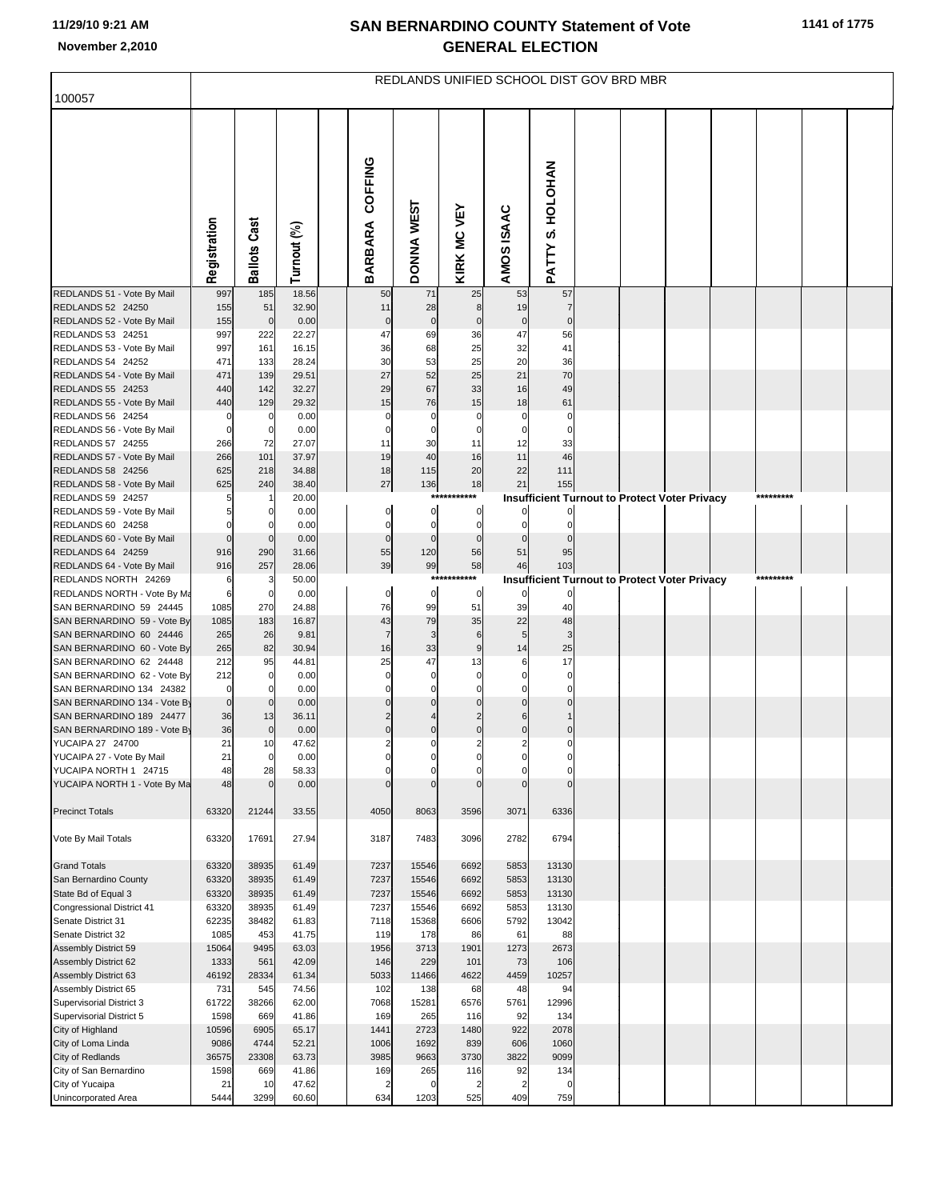## SAN BERNARDINO COUNTY Statement of Vote
## GENERAL ELECTION

November 2,2010

100057

REDLANDS UNIFIED SCHOOL DIST GOV BRD MBR

| | Registration | Ballots Cast | Turnout (%) | | BARBARA COFFING | DONNA WEST | KIRK MC VEY | AMOS ISAAC | PATTY S. HOLOHAN |
|---|---|---|---|---|---|---|---|---|---|
| REDLANDS 51 - Vote By Mail | 997 | 185 | 18.56 | | 50 | 71 | 25 | 53 | 57 |
| REDLANDS 52 24250 | 155 | 51 | 32.90 | | 11 | 28 | 8 | 19 | 7 |
| REDLANDS 52 - Vote By Mail | 155 | 0 | 0.00 | | 0 | 0 | 0 | 0 | 0 |
| REDLANDS 53 24251 | 997 | 222 | 22.27 | | 47 | 69 | 36 | 47 | 56 |
| REDLANDS 53 - Vote By Mail | 997 | 161 | 16.15 | | 36 | 68 | 25 | 32 | 41 |
| REDLANDS 54 24252 | 471 | 133 | 28.24 | | 30 | 53 | 25 | 20 | 36 |
| REDLANDS 54 - Vote By Mail | 471 | 139 | 29.51 | | 27 | 52 | 25 | 21 | 70 |
| REDLANDS 55 24253 | 440 | 142 | 32.27 | | 29 | 67 | 33 | 16 | 49 |
| REDLANDS 55 - Vote By Mail | 440 | 129 | 29.32 | | 15 | 76 | 15 | 18 | 61 |
| REDLANDS 56 24254 | 0 | 0 | 0.00 | | 0 | 0 | 0 | 0 | 0 |
| REDLANDS 56 - Vote By Mail | 0 | 0 | 0.00 | | 0 | 0 | 0 | 0 | 0 |
| REDLANDS 57 24255 | 266 | 72 | 27.07 | | 11 | 30 | 11 | 12 | 33 |
| REDLANDS 57 - Vote By Mail | 266 | 101 | 37.97 | | 19 | 40 | 16 | 11 | 46 |
| REDLANDS 58 24256 | 625 | 218 | 34.88 | | 18 | 115 | 20 | 22 | 111 |
| REDLANDS 58 - Vote By Mail | 625 | 240 | 38.40 | | 27 | 136 | 18 | 21 | 155 |
| REDLANDS 59 24257 | 5 | 1 | 20.00 | | *********** Insufficient Turnout to Protect Voter Privacy ********* | | | | |
| REDLANDS 59 - Vote By Mail | 5 | 0 | 0.00 | | 0 | 0 | 0 | 0 | 0 |
| REDLANDS 60 24258 | 0 | 0 | 0.00 | | 0 | 0 | 0 | 0 | 0 |
| REDLANDS 60 - Vote By Mail | 0 | 0 | 0.00 | | 0 | 0 | 0 | 0 | 0 |
| REDLANDS 64 24259 | 916 | 290 | 31.66 | | 55 | 120 | 56 | 51 | 95 |
| REDLANDS 64 - Vote By Mail | 916 | 257 | 28.06 | | 39 | 99 | 58 | 46 | 103 |
| REDLANDS NORTH 24269 | 6 | 3 | 50.00 | | *********** Insufficient Turnout to Protect Voter Privacy ********* | | | | |
| REDLANDS NORTH - Vote By Ma | 6 | 0 | 0.00 | | 0 | 0 | 0 | 0 | 0 |
| SAN BERNARDINO 59 24445 | 1085 | 270 | 24.88 | | 76 | 99 | 51 | 39 | 40 |
| SAN BERNARDINO 59 - Vote By | 1085 | 183 | 16.87 | | 43 | 79 | 35 | 22 | 48 |
| SAN BERNARDINO 60 24446 | 265 | 26 | 9.81 | | 7 | 3 | 6 | 5 | 3 |
| SAN BERNARDINO 60 - Vote By | 265 | 82 | 30.94 | | 16 | 33 | 9 | 14 | 25 |
| SAN BERNARDINO 62 24448 | 212 | 95 | 44.81 | | 25 | 47 | 13 | 6 | 17 |
| SAN BERNARDINO 62 - Vote By | 212 | 0 | 0.00 | | 0 | 0 | 0 | 0 | 0 |
| SAN BERNARDINO 134 24382 | 0 | 0 | 0.00 | | 0 | 0 | 0 | 0 | 0 |
| SAN BERNARDINO 134 - Vote By | 0 | 0 | 0.00 | | 0 | 0 | 0 | 0 | 0 |
| SAN BERNARDINO 189 24477 | 36 | 13 | 36.11 | | 2 | 4 | 2 | 6 | 1 |
| SAN BERNARDINO 189 - Vote By | 36 | 0 | 0.00 | | 0 | 0 | 0 | 0 | 0 |
| YUCAIPA 27 24700 | 21 | 10 | 47.62 | | 2 | 0 | 2 | 2 | 0 |
| YUCAIPA 27 - Vote By Mail | 21 | 0 | 0.00 | | 0 | 0 | 0 | 0 | 0 |
| YUCAIPA NORTH 1 24715 | 48 | 28 | 58.33 | | 0 | 0 | 0 | 0 | 0 |
| YUCAIPA NORTH 1 - Vote By Ma | 48 | 0 | 0.00 | | 0 | 0 | 0 | 0 | 0 |
| Precinct Totals | 63320 | 21244 | 33.55 | | 4050 | 8063 | 3596 | 3071 | 6336 |
| Vote By Mail Totals | 63320 | 17691 | 27.94 | | 3187 | 7483 | 3096 | 2782 | 6794 |
| Grand Totals | 63320 | 38935 | 61.49 | | 7237 | 15546 | 6692 | 5853 | 13130 |
| San Bernardino County | 63320 | 38935 | 61.49 | | 7237 | 15546 | 6692 | 5853 | 13130 |
| State Bd of Equal 3 | 63320 | 38935 | 61.49 | | 7237 | 15546 | 6692 | 5853 | 13130 |
| Congressional District 41 | 63320 | 38935 | 61.49 | | 7237 | 15546 | 6692 | 5853 | 13130 |
| Senate District 31 | 62235 | 38482 | 61.83 | | 7118 | 15368 | 6606 | 5792 | 13042 |
| Senate District 32 | 1085 | 453 | 41.75 | | 119 | 178 | 86 | 61 | 88 |
| Assembly District 59 | 15064 | 9495 | 63.03 | | 1956 | 3713 | 1901 | 1273 | 2673 |
| Assembly District 62 | 1333 | 561 | 42.09 | | 146 | 229 | 101 | 73 | 106 |
| Assembly District 63 | 46192 | 28334 | 61.34 | | 5033 | 11466 | 4622 | 4459 | 10257 |
| Assembly District 65 | 731 | 545 | 74.56 | | 102 | 138 | 68 | 48 | 94 |
| Supervisorial District 3 | 61722 | 38266 | 62.00 | | 7068 | 15281 | 6576 | 5761 | 12996 |
| Supervisorial District 5 | 1598 | 669 | 41.86 | | 169 | 265 | 116 | 92 | 134 |
| City of Highland | 10596 | 6905 | 65.17 | | 1441 | 2723 | 1480 | 922 | 2078 |
| City of Loma Linda | 9086 | 4744 | 52.21 | | 1006 | 1692 | 839 | 606 | 1060 |
| City of Redlands | 36575 | 23308 | 63.73 | | 3985 | 9663 | 3730 | 3822 | 9099 |
| City of San Bernardino | 1598 | 669 | 41.86 | | 169 | 265 | 116 | 92 | 134 |
| City of Yucaipa | 21 | 10 | 47.62 | | 2 | 0 | 2 | 2 | 0 |
| Unincorporated Area | 5444 | 3299 | 60.60 | | 634 | 1203 | 525 | 409 | 759 |